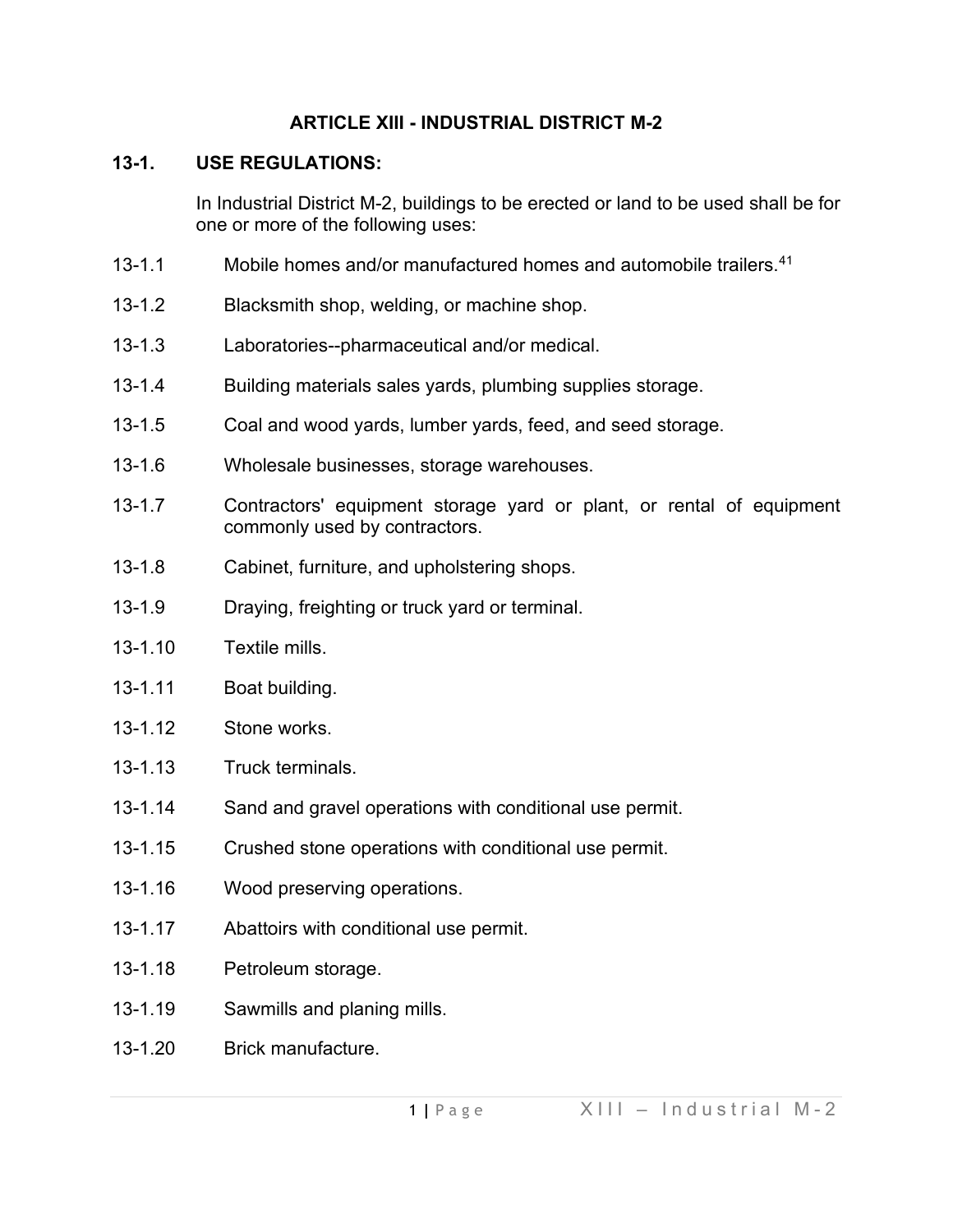# ARTICLE XIII - INDUSTRIAL DISTRICT M-2

## 13-1. USE REGULATIONS:

In Industrial District M-2, buildings to be erected or land to be used shall be for one or more of the following uses:

13-1.1 Mobile homes and/or manufactured homes and automobile trailers.[41]

13-1.2 Blacksmith shop, welding, or machine shop.

13-1.3 Laboratories--pharmaceutical and/or medical.

13-1.4 Building materials sales yards, plumbing supplies storage.

13-1.5 Coal and wood yards, lumber yards, feed, and seed storage.

13-1.6 Wholesale businesses, storage warehouses.

13-1.7 Contractors' equipment storage yard or plant, or rental of equipment commonly used by contractors.

13-1.8 Cabinet, furniture, and upholstering shops.

13-1.9 Draying, freighting or truck yard or terminal.

13-1.10 Textile mills.

13-1.11 Boat building.

13-1.12 Stone works.

13-1.13 Truck terminals.

13-1.14 Sand and gravel operations with conditional use permit.

13-1.15 Crushed stone operations with conditional use permit.

13-1.16 Wood preserving operations.

13-1.17 Abattoirs with conditional use permit.

13-1.18 Petroleum storage.

13-1.19 Sawmills and planing mills.

13-1.20 Brick manufacture.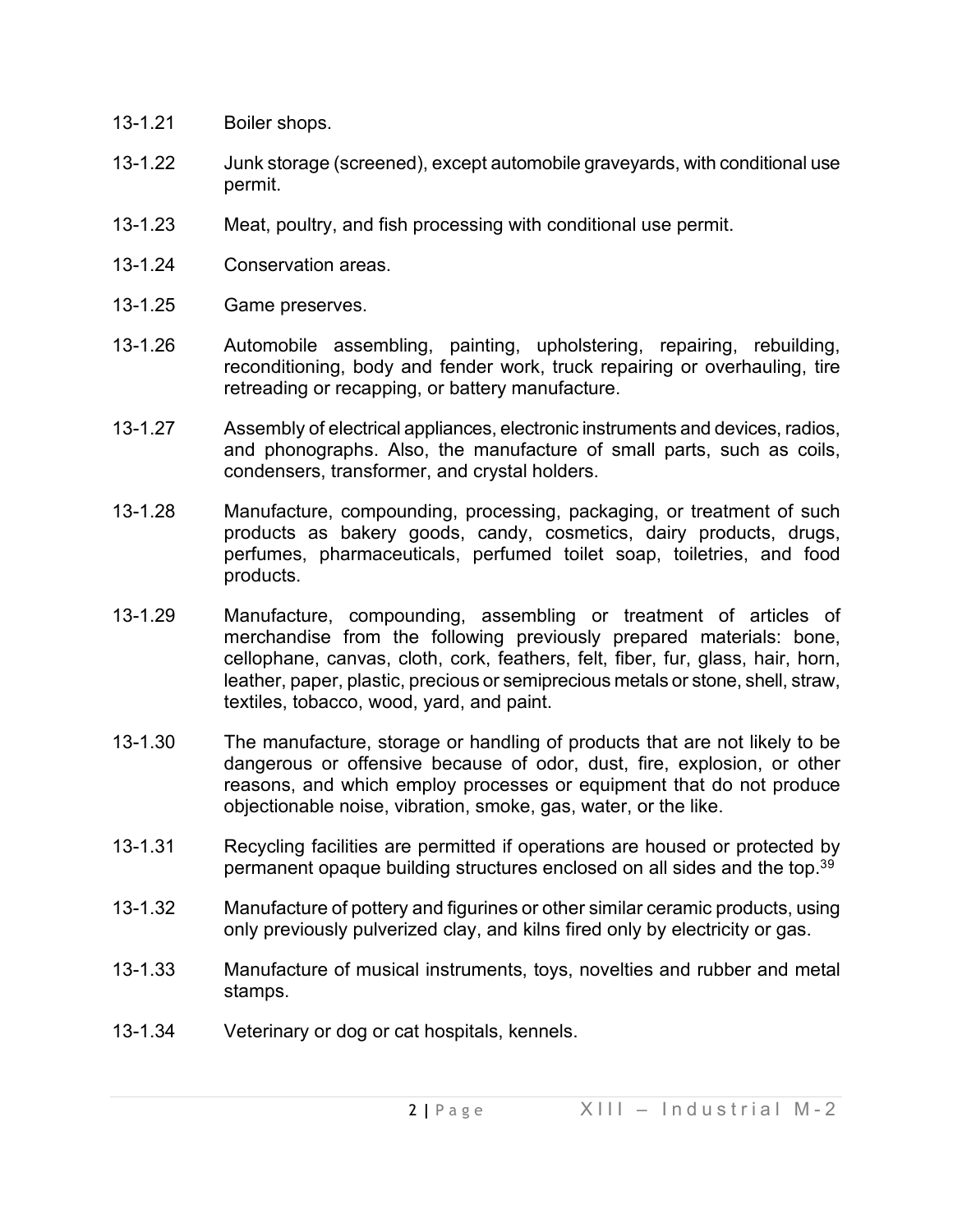13-1.21 Boiler shops.

13-1.22 Junk storage (screened), except automobile graveyards, with conditional use permit.

13-1.23 Meat, poultry, and fish processing with conditional use permit.

13-1.24 Conservation areas.

13-1.25 Game preserves.

13-1.26 Automobile assembling, painting, upholstering, repairing, rebuilding, reconditioning, body and fender work, truck repairing or overhauling, tire retreading or recapping, or battery manufacture.

13-1.27 Assembly of electrical appliances, electronic instruments and devices, radios, and phonographs. Also, the manufacture of small parts, such as coils, condensers, transformer, and crystal holders.

13-1.28 Manufacture, compounding, processing, packaging, or treatment of such products as bakery goods, candy, cosmetics, dairy products, drugs, perfumes, pharmaceuticals, perfumed toilet soap, toiletries, and food products.

13-1.29 Manufacture, compounding, assembling or treatment of articles of merchandise from the following previously prepared materials: bone, cellophane, canvas, cloth, cork, feathers, felt, fiber, fur, glass, hair, horn, leather, paper, plastic, precious or semiprecious metals or stone, shell, straw, textiles, tobacco, wood, yard, and paint.

13-1.30 The manufacture, storage or handling of products that are not likely to be dangerous or offensive because of odor, dust, fire, explosion, or other reasons, and which employ processes or equipment that do not produce objectionable noise, vibration, smoke, gas, water, or the like.

13-1.31 Recycling facilities are permitted if operations are housed or protected by permanent opaque building structures enclosed on all sides and the top.[39]

13-1.32 Manufacture of pottery and figurines or other similar ceramic products, using only previously pulverized clay, and kilns fired only by electricity or gas.

13-1.33 Manufacture of musical instruments, toys, novelties and rubber and metal stamps.

13-1.34 Veterinary or dog or cat hospitals, kennels.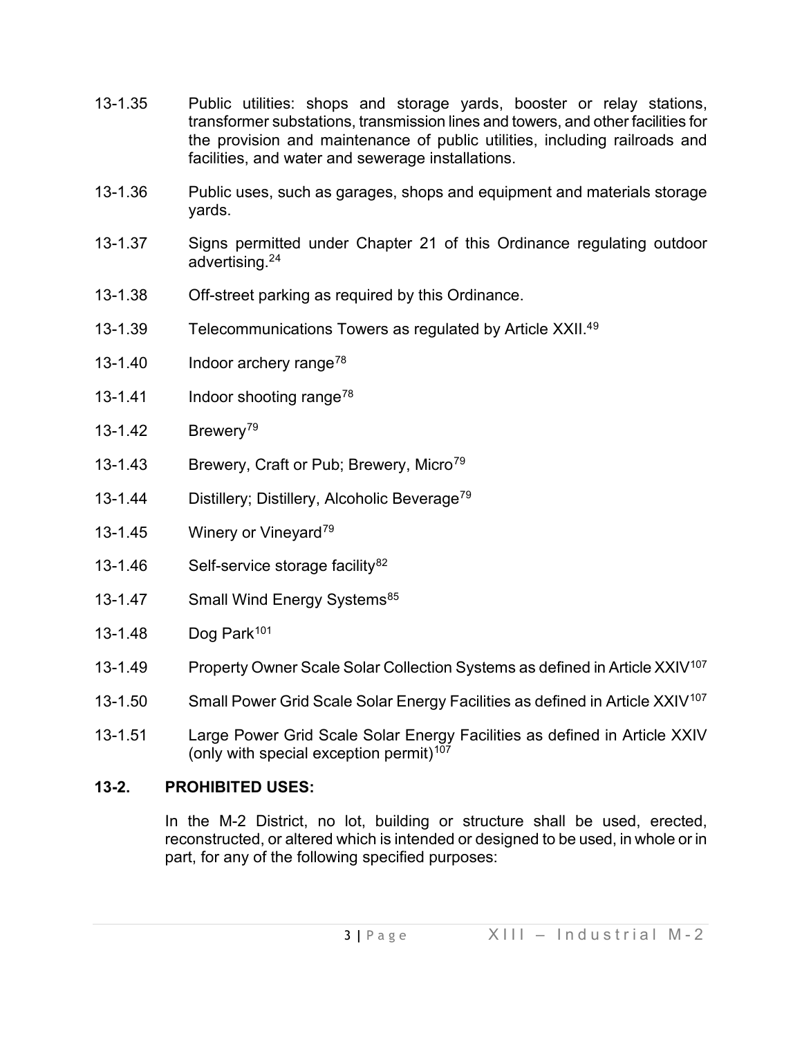13-1.35 Public utilities: shops and storage yards, booster or relay stations, transformer substations, transmission lines and towers, and other facilities for the provision and maintenance of public utilities, including railroads and facilities, and water and sewerage installations.

13-1.36 Public uses, such as garages, shops and equipment and materials storage yards.

13-1.37 Signs permitted under Chapter 21 of this Ordinance regulating outdoor advertising.[24]

13-1.38 Off-street parking as required by this Ordinance.

13-1.39 Telecommunications Towers as regulated by Article XXII.[49]

13-1.40 Indoor archery range[78]

13-1.41 Indoor shooting range[78]

13-1.42 Brewery[79]

13-1.43 Brewery, Craft or Pub; Brewery, Micro[79]

13-1.44 Distillery; Distillery, Alcoholic Beverage[79]

13-1.45 Winery or Vineyard[79]

13-1.46 Self-service storage facility[82]

13-1.47 Small Wind Energy Systems[85]

13-1.48 Dog Park[101]

13-1.49 Property Owner Scale Solar Collection Systems as defined in Article XXIV[107]

13-1.50 Small Power Grid Scale Solar Energy Facilities as defined in Article XXIV[107]

13-1.51 Large Power Grid Scale Solar Energy Facilities as defined in Article XXIV (only with special exception permit)[107]

## 13-2. PROHIBITED USES:

In the M-2 District, no lot, building or structure shall be used, erected, reconstructed, or altered which is intended or designed to be used, in whole or in part, for any of the following specified purposes: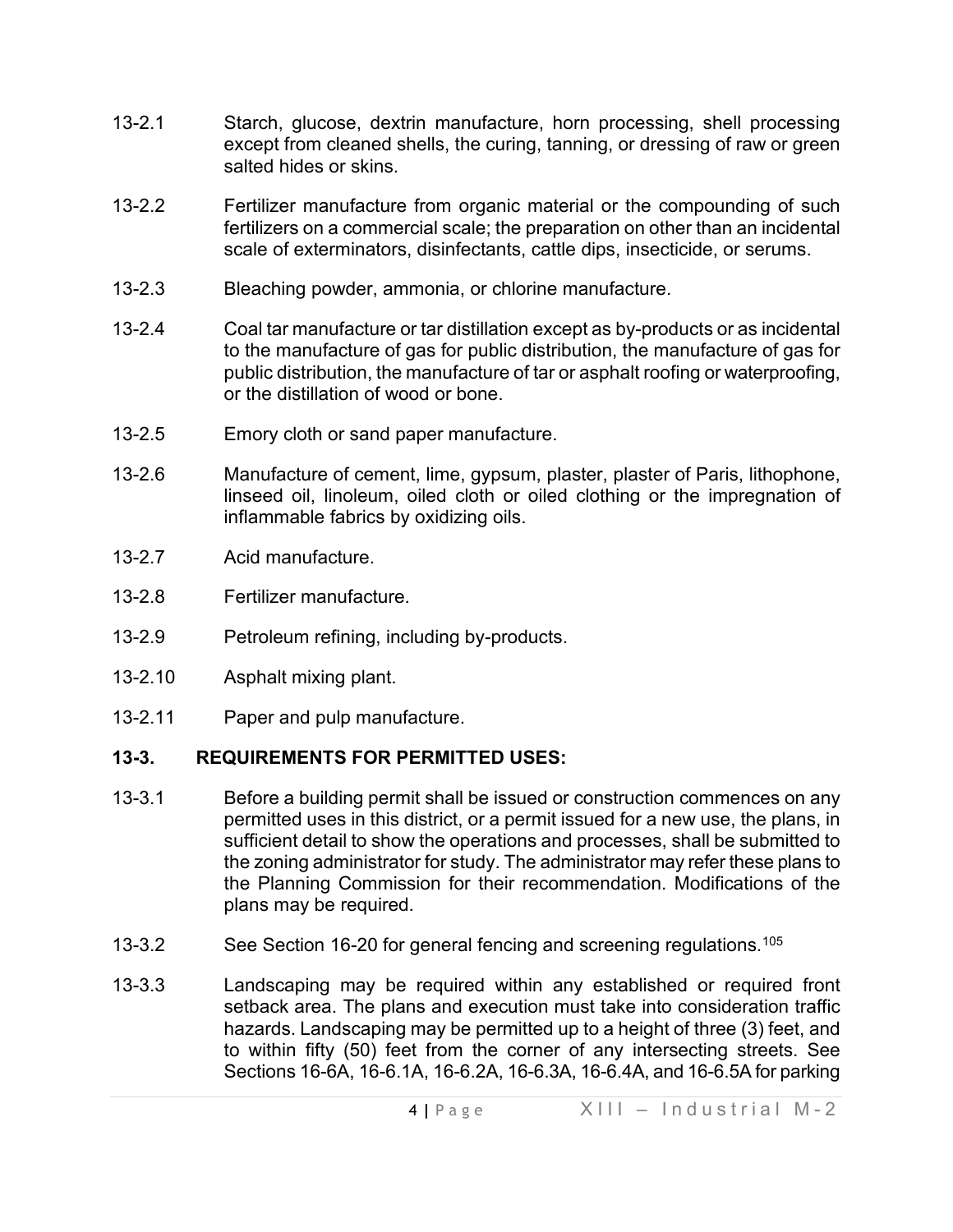13-2.1 Starch, glucose, dextrin manufacture, horn processing, shell processing except from cleaned shells, the curing, tanning, or dressing of raw or green salted hides or skins.

13-2.2 Fertilizer manufacture from organic material or the compounding of such fertilizers on a commercial scale; the preparation on other than an incidental scale of exterminators, disinfectants, cattle dips, insecticide, or serums.

13-2.3 Bleaching powder, ammonia, or chlorine manufacture.

13-2.4 Coal tar manufacture or tar distillation except as by-products or as incidental to the manufacture of gas for public distribution, the manufacture of gas for public distribution, the manufacture of tar or asphalt roofing or waterproofing, or the distillation of wood or bone.

13-2.5 Emory cloth or sand paper manufacture.

13-2.6 Manufacture of cement, lime, gypsum, plaster, plaster of Paris, lithophone, linseed oil, linoleum, oiled cloth or oiled clothing or the impregnation of inflammable fabrics by oxidizing oils.

13-2.7 Acid manufacture.

13-2.8 Fertilizer manufacture.

13-2.9 Petroleum refining, including by-products.

13-2.10 Asphalt mixing plant.

13-2.11 Paper and pulp manufacture.

### 13-3. REQUIREMENTS FOR PERMITTED USES:

13-3.1 Before a building permit shall be issued or construction commences on any permitted uses in this district, or a permit issued for a new use, the plans, in sufficient detail to show the operations and processes, shall be submitted to the zoning administrator for study. The administrator may refer these plans to the Planning Commission for their recommendation. Modifications of the plans may be required.

13-3.2 See Section 16-20 for general fencing and screening regulations.[105]

13-3.3 Landscaping may be required within any established or required front setback area. The plans and execution must take into consideration traffic hazards. Landscaping may be permitted up to a height of three (3) feet, and to within fifty (50) feet from the corner of any intersecting streets. See Sections 16-6A, 16-6.1A, 16-6.2A, 16-6.3A, 16-6.4A, and 16-6.5A for parking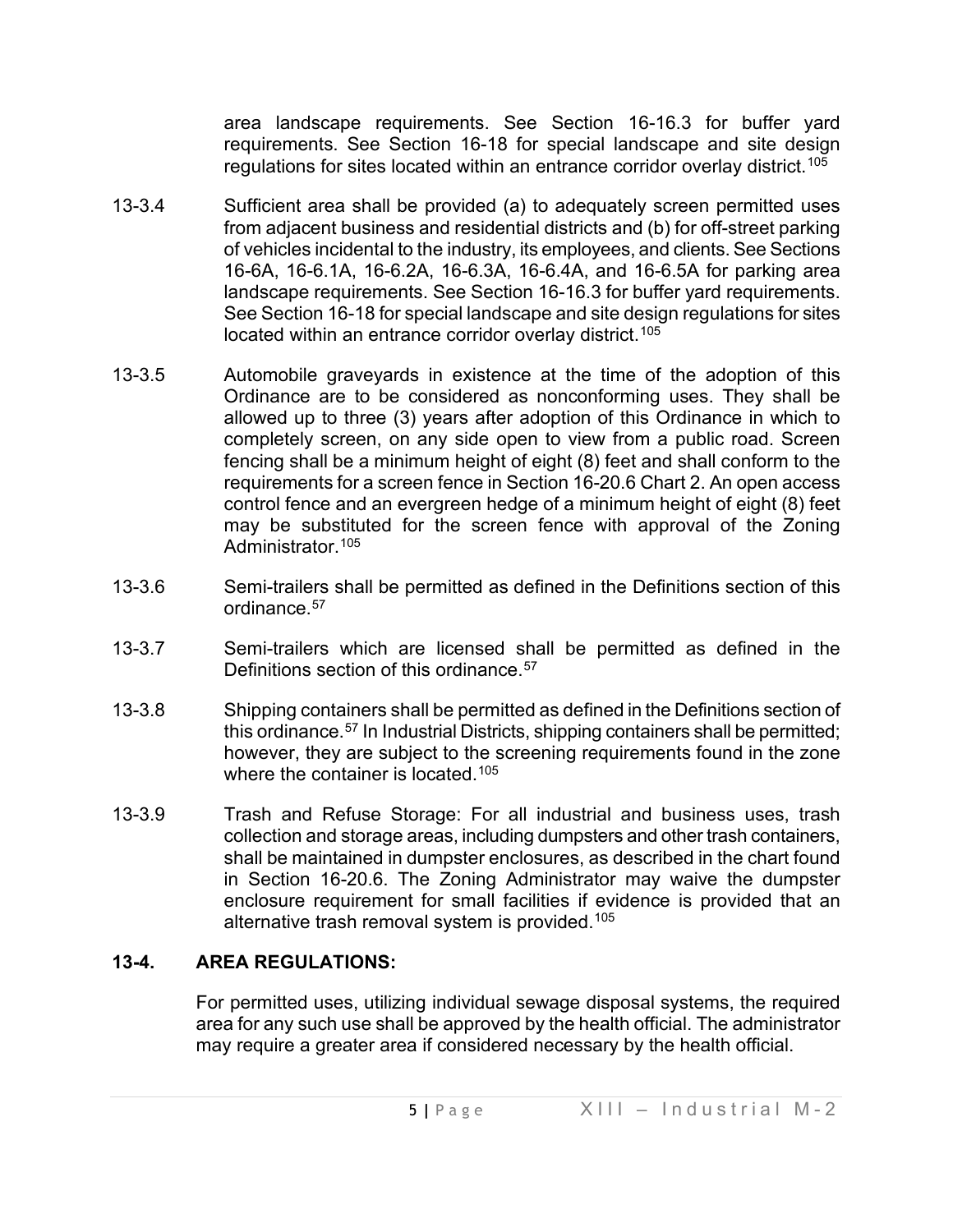area landscape requirements. See Section 16-16.3 for buffer yard requirements. See Section 16-18 for special landscape and site design regulations for sites located within an entrance corridor overlay district.[105]

13-3.4 Sufficient area shall be provided (a) to adequately screen permitted uses from adjacent business and residential districts and (b) for off-street parking of vehicles incidental to the industry, its employees, and clients. See Sections 16-6A, 16-6.1A, 16-6.2A, 16-6.3A, 16-6.4A, and 16-6.5A for parking area landscape requirements. See Section 16-16.3 for buffer yard requirements. See Section 16-18 for special landscape and site design regulations for sites located within an entrance corridor overlay district.[105]

13-3.5 Automobile graveyards in existence at the time of the adoption of this Ordinance are to be considered as nonconforming uses. They shall be allowed up to three (3) years after adoption of this Ordinance in which to completely screen, on any side open to view from a public road. Screen fencing shall be a minimum height of eight (8) feet and shall conform to the requirements for a screen fence in Section 16-20.6 Chart 2. An open access control fence and an evergreen hedge of a minimum height of eight (8) feet may be substituted for the screen fence with approval of the Zoning Administrator.[105]

13-3.6 Semi-trailers shall be permitted as defined in the Definitions section of this ordinance.[57]

13-3.7 Semi-trailers which are licensed shall be permitted as defined in the Definitions section of this ordinance.[57]

13-3.8 Shipping containers shall be permitted as defined in the Definitions section of this ordinance.[57] In Industrial Districts, shipping containers shall be permitted; however, they are subject to the screening requirements found in the zone where the container is located.[105]

13-3.9 Trash and Refuse Storage: For all industrial and business uses, trash collection and storage areas, including dumpsters and other trash containers, shall be maintained in dumpster enclosures, as described in the chart found in Section 16-20.6. The Zoning Administrator may waive the dumpster enclosure requirement for small facilities if evidence is provided that an alternative trash removal system is provided.[105]

## 13-4. AREA REGULATIONS:

For permitted uses, utilizing individual sewage disposal systems, the required area for any such use shall be approved by the health official. The administrator may require a greater area if considered necessary by the health official.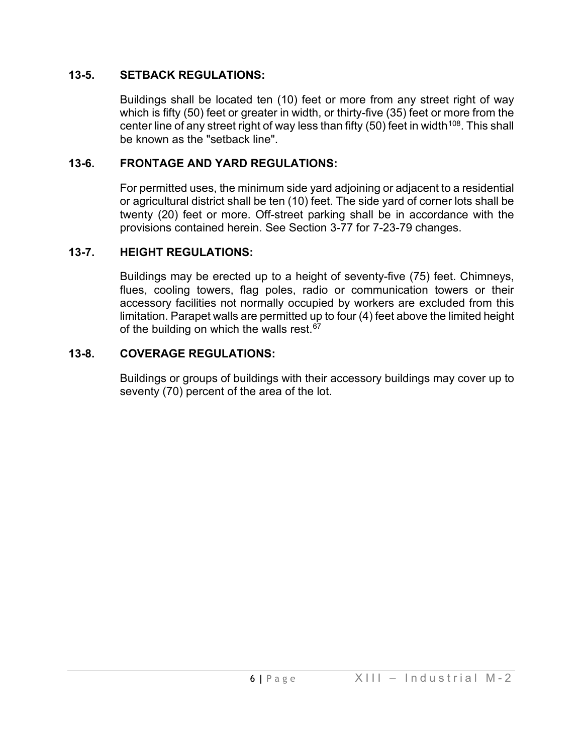### 13-5. SETBACK REGULATIONS:

Buildings shall be located ten (10) feet or more from any street right of way which is fifty (50) feet or greater in width, or thirty-five (35) feet or more from the center line of any street right of way less than fifty (50) feet in width[108]. This shall be known as the "setback line".

### 13-6. FRONTAGE AND YARD REGULATIONS:

For permitted uses, the minimum side yard adjoining or adjacent to a residential or agricultural district shall be ten (10) feet. The side yard of corner lots shall be twenty (20) feet or more. Off-street parking shall be in accordance with the provisions contained herein. See Section 3-77 for 7-23-79 changes.

### 13-7. HEIGHT REGULATIONS:

Buildings may be erected up to a height of seventy-five (75) feet. Chimneys, flues, cooling towers, flag poles, radio or communication towers or their accessory facilities not normally occupied by workers are excluded from this limitation. Parapet walls are permitted up to four (4) feet above the limited height of the building on which the walls rest.[67]

### 13-8. COVERAGE REGULATIONS:

Buildings or groups of buildings with their accessory buildings may cover up to seventy (70) percent of the area of the lot.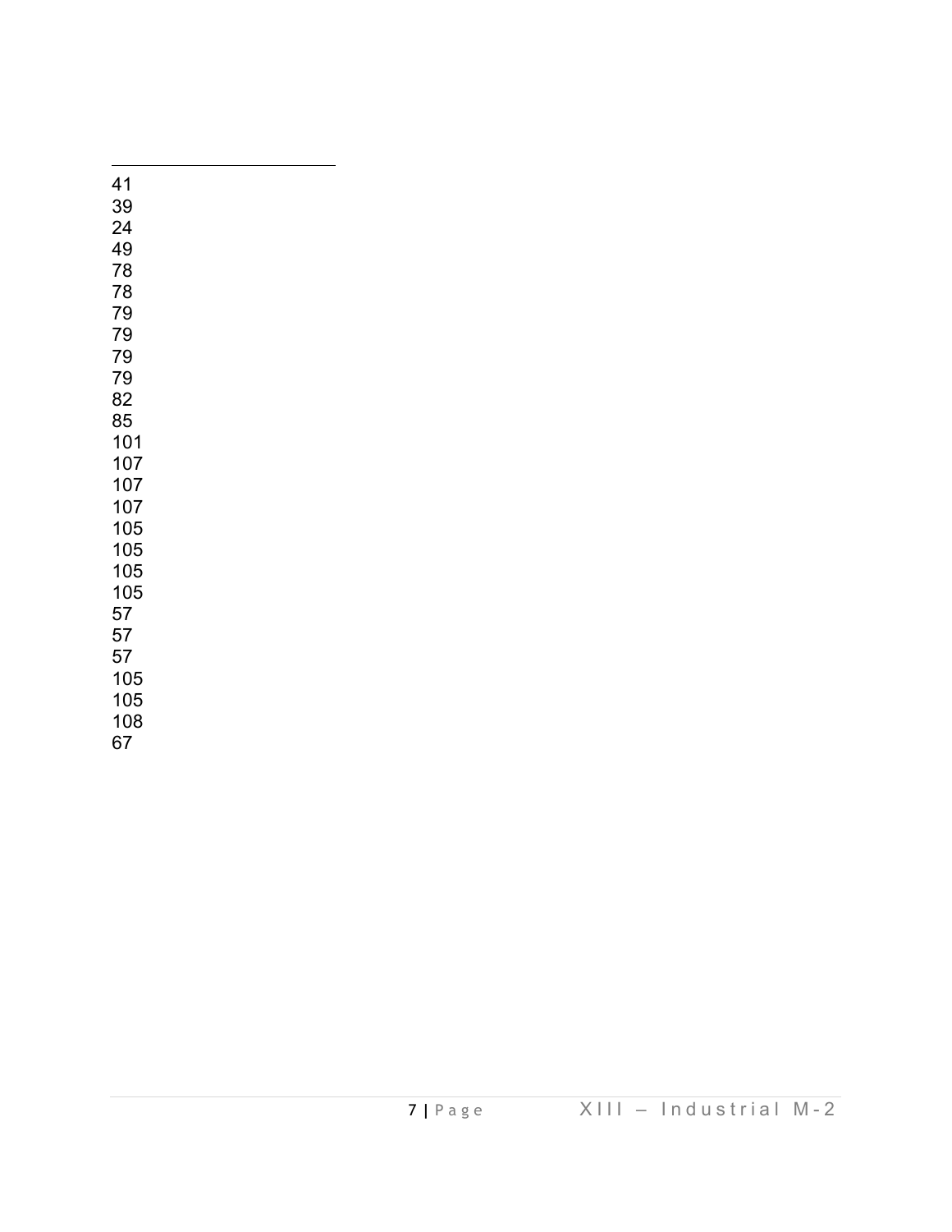41
39
24
49
78
78
79
79
79
79
82
85
101
107
107
107
105
105
105
105
57
57
57
105
105
108
67